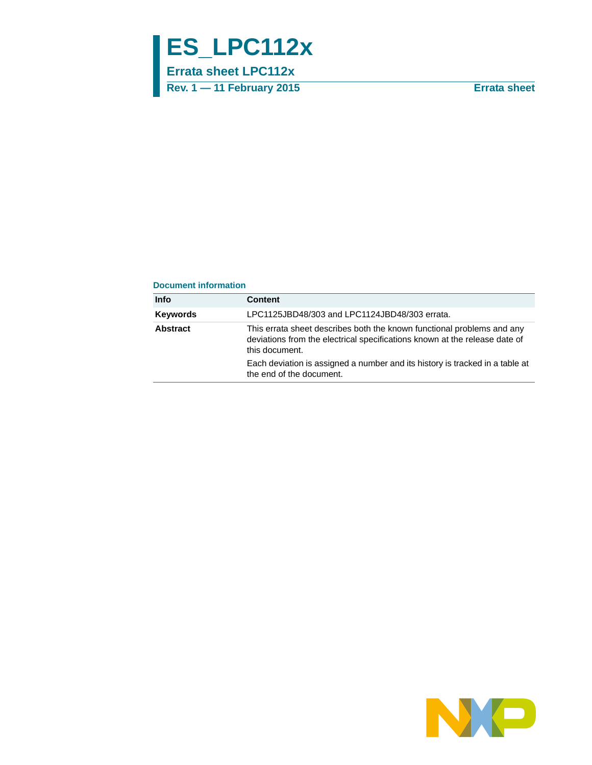# ES_LPC112x

## Errata sheet LPC112x

**Rev. 1 — 11 February 2015** **Errata sheet**

### Document information

| Info | Content |
|---|---|
| **Keywords** | LPC1125JBD48/303 and LPC1124JBD48/303 errata. |
| **Abstract** | This errata sheet describes both the known functional problems and any deviations from the electrical specifications known at the release date of this document. Each deviation is assigned a number and its history is tracked in a table at the end of the document. |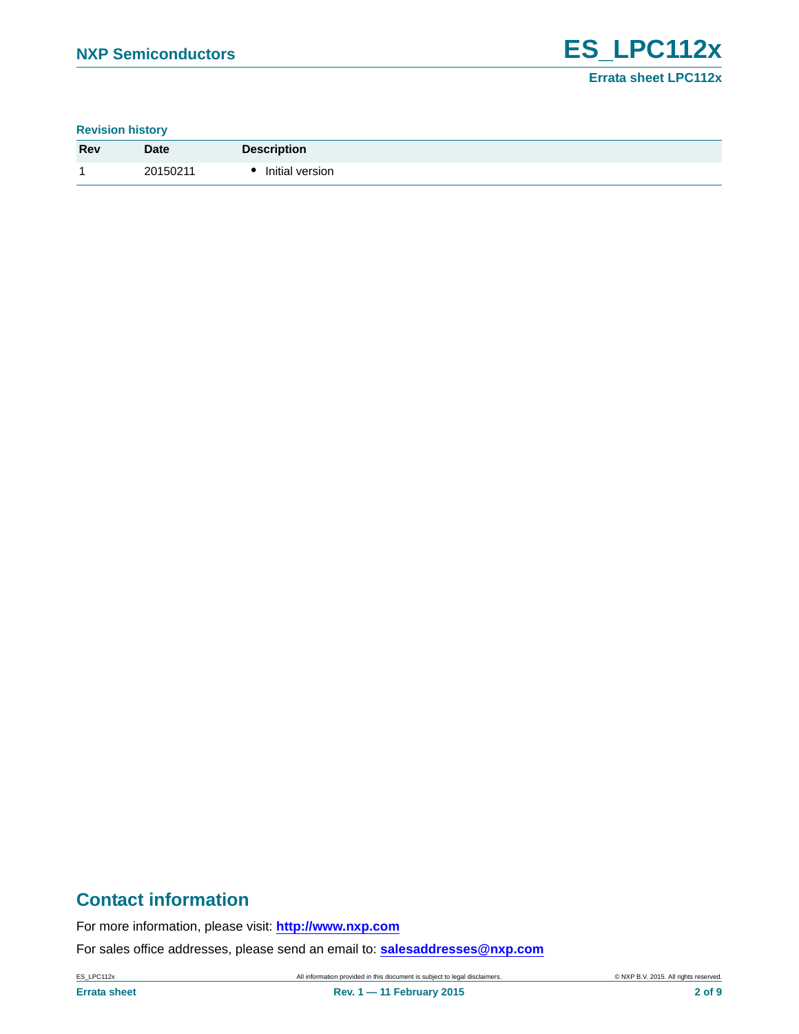**Revision history**

| Rev | Date | Description |
|---|---|---|
| 1 | 20150211 | • Initial version |

## Contact information

For more information, please visit: **http://www.nxp.com**

For sales office addresses, please send an email to: **salesaddresses@nxp.com**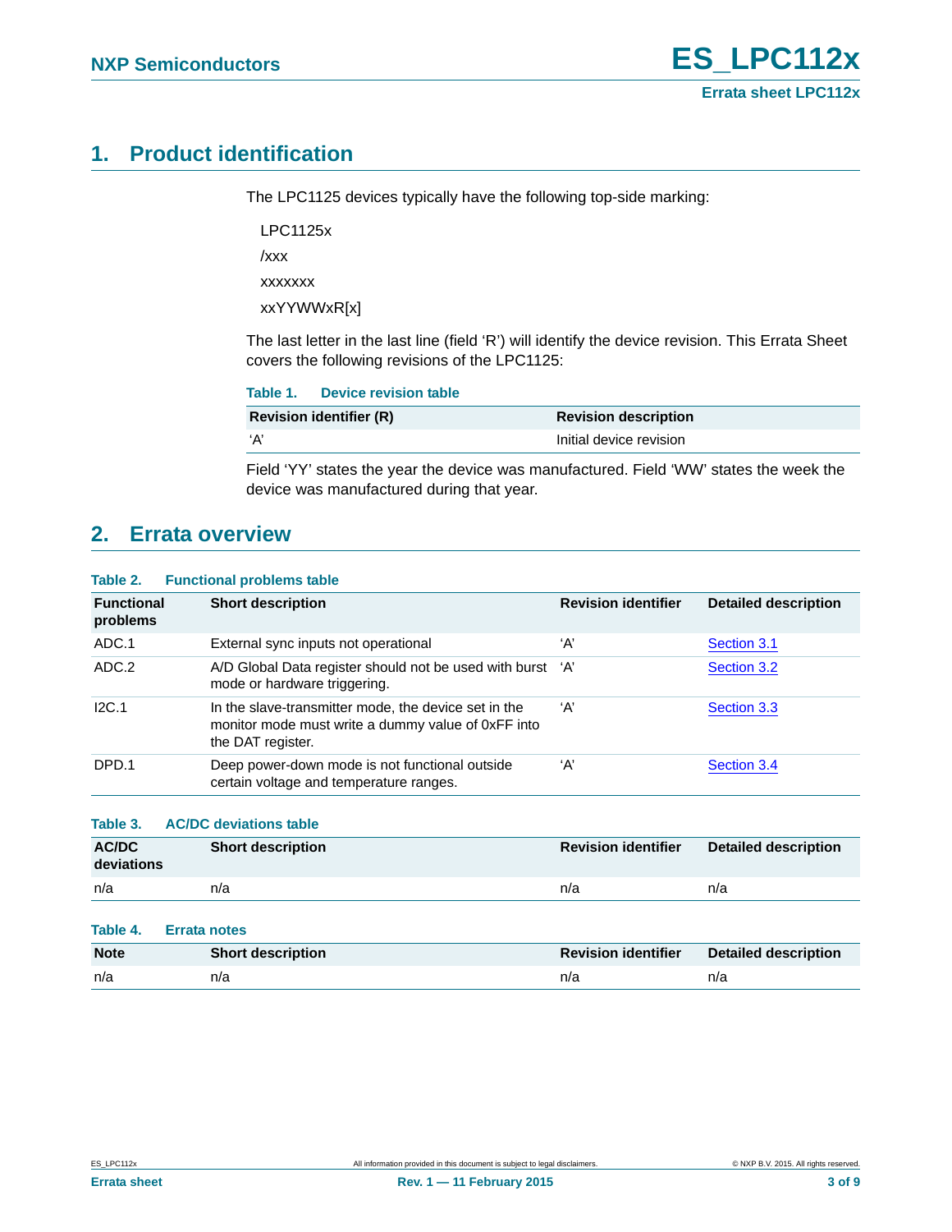## 1. Product identification

The LPC1125 devices typically have the following top-side marking:

LPC1125x

/xxx

xxxxxxx

xxYYWWxR[x]

The last letter in the last line (field 'R') will identify the device revision. This Errata Sheet covers the following revisions of the LPC1125:

**Table 1. Device revision table**

| Revision identifier (R) | Revision description |
|---|---|
| 'A' | Initial device revision |

Field 'YY' states the year the device was manufactured. Field 'WW' states the week the device was manufactured during that year.

## 2. Errata overview

**Table 2. Functional problems table**

| Functional problems | Short description | Revision identifier | Detailed description |
|---|---|---|---|
| ADC.1 | External sync inputs not operational | 'A' | Section 3.1 |
| ADC.2 | A/D Global Data register should not be used with burst mode or hardware triggering. | 'A' | Section 3.2 |
| I2C.1 | In the slave-transmitter mode, the device set in the monitor mode must write a dummy value of 0xFF into the DAT register. | 'A' | Section 3.3 |
| DPD.1 | Deep power-down mode is not functional outside certain voltage and temperature ranges. | 'A' | Section 3.4 |

**Table 3. AC/DC deviations table**

| AC/DC deviations | Short description | Revision identifier | Detailed description |
|---|---|---|---|
| n/a | n/a | n/a | n/a |

**Table 4. Errata notes**

| Note | Short description | Revision identifier | Detailed description |
|---|---|---|---|
| n/a | n/a | n/a | n/a |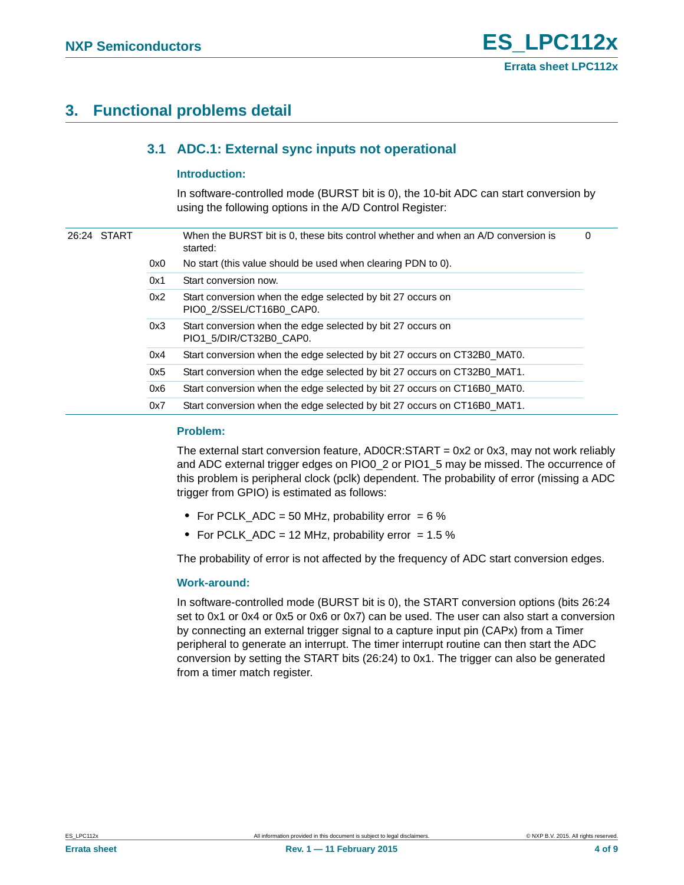## 3. Functional problems detail

### 3.1 ADC.1: External sync inputs not operational

#### Introduction:

In software-controlled mode (BURST bit is 0), the 10-bit ADC can start conversion by using the following options in the A/D Control Register:

| | | | | |
|---|---|---|---|---|
| 26:24 | START | | When the BURST bit is 0, these bits control whether and when an A/D conversion is started: | 0 |
| | | 0x0 | No start (this value should be used when clearing PDN to 0). | |
| | | 0x1 | Start conversion now. | |
| | | 0x2 | Start conversion when the edge selected by bit 27 occurs on PIO0_2/SSEL/CT16B0_CAP0. | |
| | | 0x3 | Start conversion when the edge selected by bit 27 occurs on PIO1_5/DIR/CT32B0_CAP0. | |
| | | 0x4 | Start conversion when the edge selected by bit 27 occurs on CT32B0_MAT0. | |
| | | 0x5 | Start conversion when the edge selected by bit 27 occurs on CT32B0_MAT1. | |
| | | 0x6 | Start conversion when the edge selected by bit 27 occurs on CT16B0_MAT0. | |
| | | 0x7 | Start conversion when the edge selected by bit 27 occurs on CT16B0_MAT1. | |

#### Problem:

The external start conversion feature, AD0CR:START = 0x2 or 0x3, may not work reliably and ADC external trigger edges on PIO0_2 or PIO1_5 may be missed. The occurrence of this problem is peripheral clock (pclk) dependent. The probability of error (missing a ADC trigger from GPIO) is estimated as follows:

- For PCLK_ADC = 50 MHz, probability error = 6 %
- For PCLK_ADC = 12 MHz, probability error = 1.5 %

The probability of error is not affected by the frequency of ADC start conversion edges.

#### Work-around:

In software-controlled mode (BURST bit is 0), the START conversion options (bits 26:24 set to 0x1 or 0x4 or 0x5 or 0x6 or 0x7) can be used. The user can also start a conversion by connecting an external trigger signal to a capture input pin (CAPx) from a Timer peripheral to generate an interrupt. The timer interrupt routine can then start the ADC conversion by setting the START bits (26:24) to 0x1. The trigger can also be generated from a timer match register.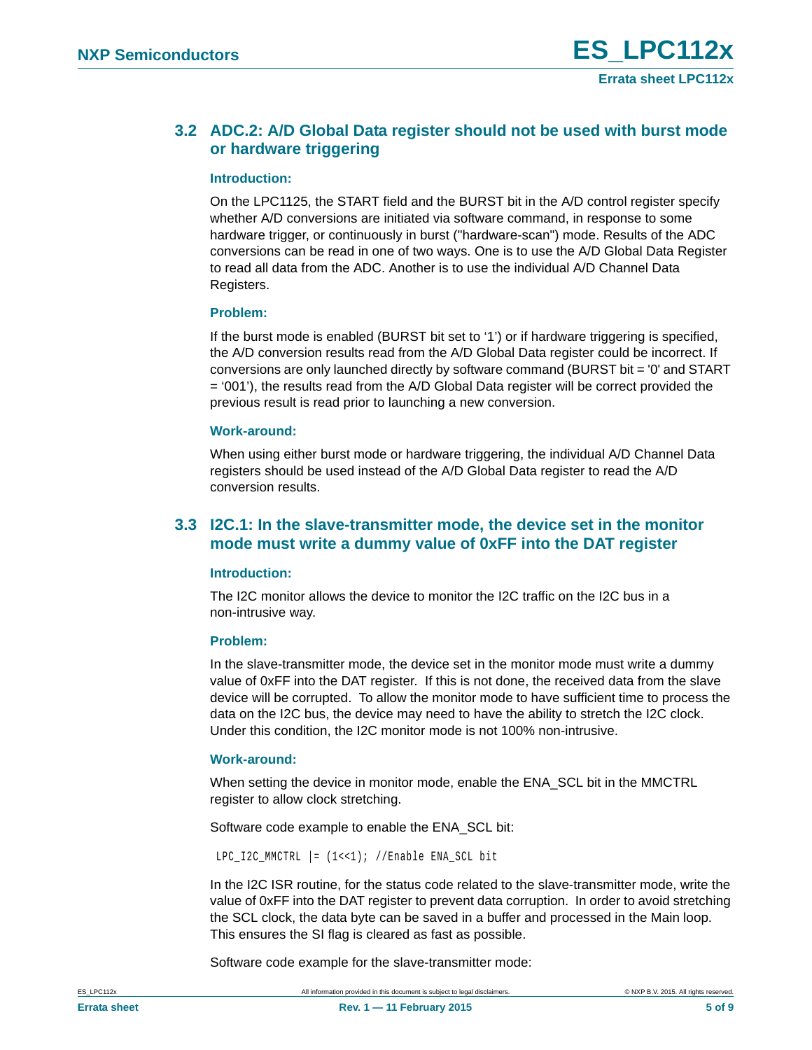## 3.2 ADC.2: A/D Global Data register should not be used with burst mode or hardware triggering

### Introduction:

On the LPC1125, the START field and the BURST bit in the A/D control register specify whether A/D conversions are initiated via software command, in response to some hardware trigger, or continuously in burst ("hardware-scan") mode. Results of the ADC conversions can be read in one of two ways. One is to use the A/D Global Data Register to read all data from the ADC. Another is to use the individual A/D Channel Data Registers.

### Problem:

If the burst mode is enabled (BURST bit set to '1') or if hardware triggering is specified, the A/D conversion results read from the A/D Global Data register could be incorrect. If conversions are only launched directly by software command (BURST bit = '0' and START = '001'), the results read from the A/D Global Data register will be correct provided the previous result is read prior to launching a new conversion.

### Work-around:

When using either burst mode or hardware triggering, the individual A/D Channel Data registers should be used instead of the A/D Global Data register to read the A/D conversion results.

## 3.3 I2C.1: In the slave-transmitter mode, the device set in the monitor mode must write a dummy value of 0xFF into the DAT register

### Introduction:

The I2C monitor allows the device to monitor the I2C traffic on the I2C bus in a non-intrusive way.

### Problem:

In the slave-transmitter mode, the device set in the monitor mode must write a dummy value of 0xFF into the DAT register. If this is not done, the received data from the slave device will be corrupted. To allow the monitor mode to have sufficient time to process the data on the I2C bus, the device may need to have the ability to stretch the I2C clock. Under this condition, the I2C monitor mode is not 100% non-intrusive.

### Work-around:

When setting the device in monitor mode, enable the ENA_SCL bit in the MMCTRL register to allow clock stretching.

Software code example to enable the ENA_SCL bit:

```
LPC_I2C_MMCTRL |= (1<<1); //Enable ENA_SCL bit
```

In the I2C ISR routine, for the status code related to the slave-transmitter mode, write the value of 0xFF into the DAT register to prevent data corruption. In order to avoid stretching the SCL clock, the data byte can be saved in a buffer and processed in the Main loop. This ensures the SI flag is cleared as fast as possible.

Software code example for the slave-transmitter mode: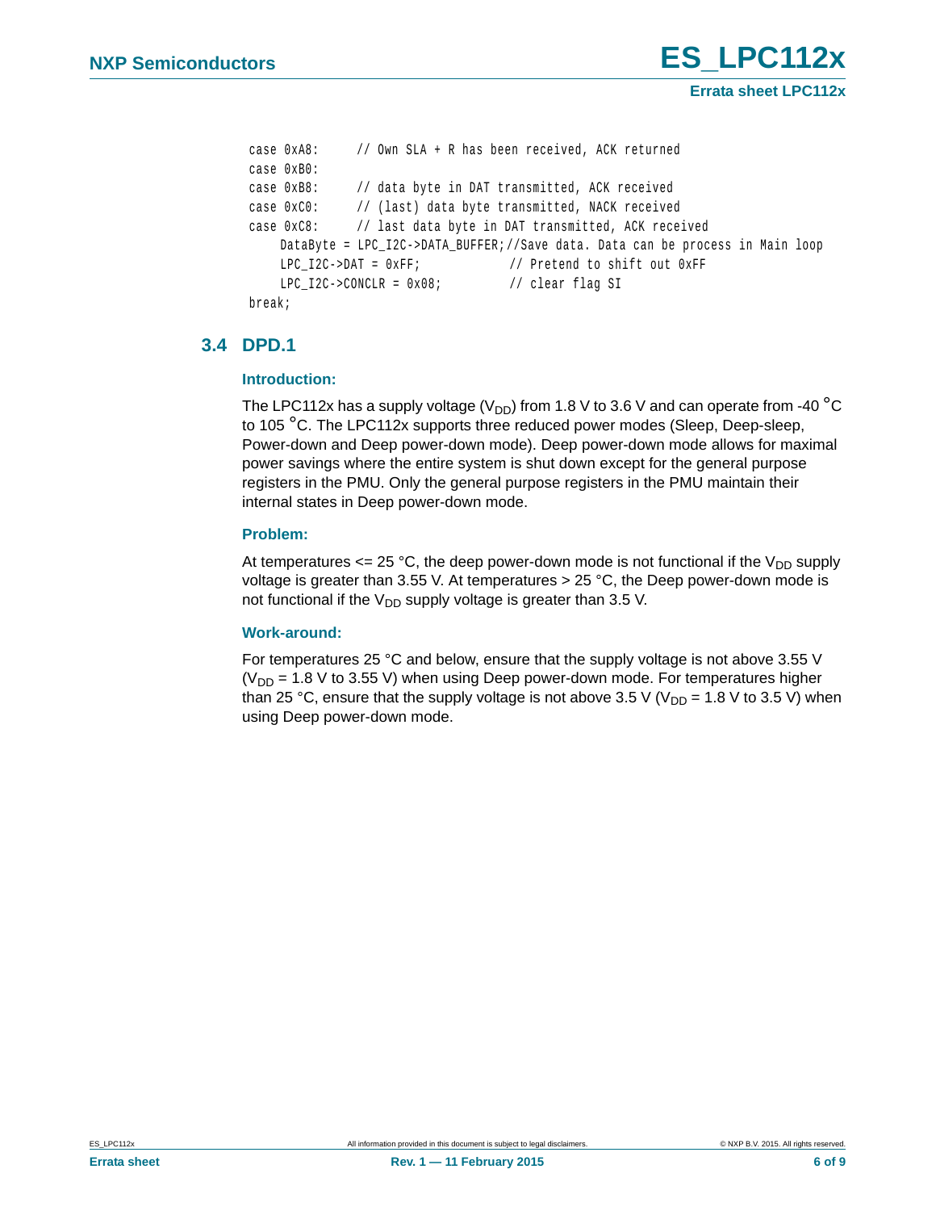```
case 0xA8:      // Own SLA + R has been received, ACK returned
case 0xB0:
case 0xB8:      // data byte in DAT transmitted, ACK received
case 0xC0:      // (last) data byte transmitted, NACK received
case 0xC8:      // last data byte in DAT transmitted, ACK received
    DataByte = LPC_I2C->DATA_BUFFER;//Save data. Data can be process in Main loop
    LPC_I2C->DAT = 0xFF;            // Pretend to shift out 0xFF
    LPC_I2C->CONCLR = 0x08;         // clear flag SI
break;
```

## 3.4 DPD.1

### Introduction:

The LPC112x has a supply voltage ($V_{DD}$) from 1.8 V to 3.6 V and can operate from -40 °C to 105 °C. The LPC112x supports three reduced power modes (Sleep, Deep-sleep, Power-down and Deep power-down mode). Deep power-down mode allows for maximal power savings where the entire system is shut down except for the general purpose registers in the PMU. Only the general purpose registers in the PMU maintain their internal states in Deep power-down mode.

### Problem:

At temperatures <= 25 °C, the deep power-down mode is not functional if the $V_{DD}$ supply voltage is greater than 3.55 V. At temperatures > 25 °C, the Deep power-down mode is not functional if the $V_{DD}$ supply voltage is greater than 3.5 V.

### Work-around:

For temperatures 25 °C and below, ensure that the supply voltage is not above 3.55 V ($V_{DD}$ = 1.8 V to 3.55 V) when using Deep power-down mode. For temperatures higher than 25 °C, ensure that the supply voltage is not above 3.5 V ($V_{DD}$ = 1.8 V to 3.5 V) when using Deep power-down mode.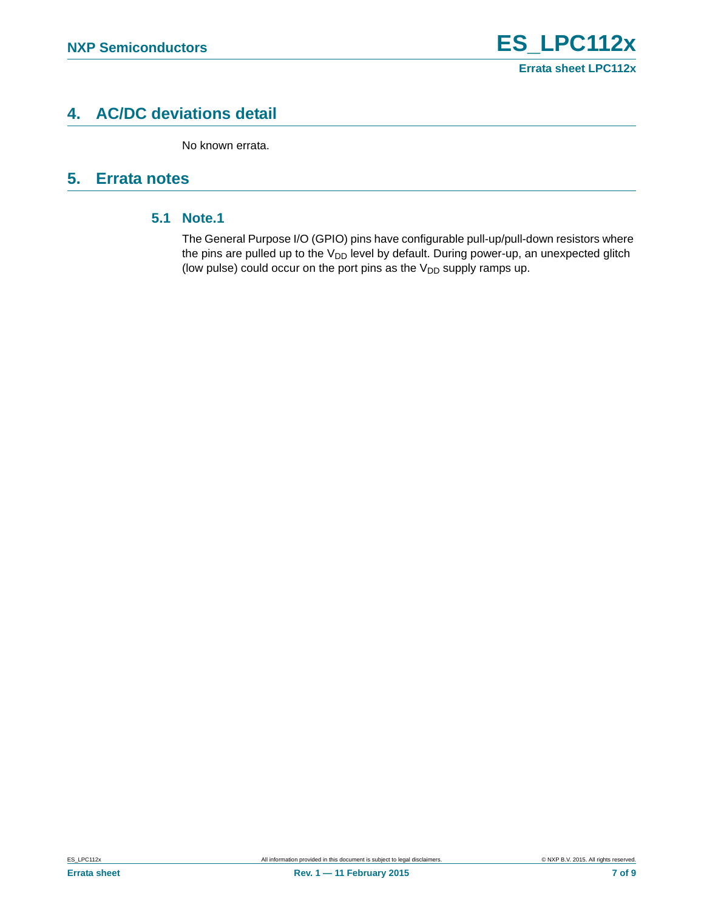## 4. AC/DC deviations detail

No known errata.

## 5. Errata notes

### 5.1 Note.1

The General Purpose I/O (GPIO) pins have configurable pull-up/pull-down resistors where the pins are pulled up to the $V_{DD}$ level by default. During power-up, an unexpected glitch (low pulse) could occur on the port pins as the $V_{DD}$ supply ramps up.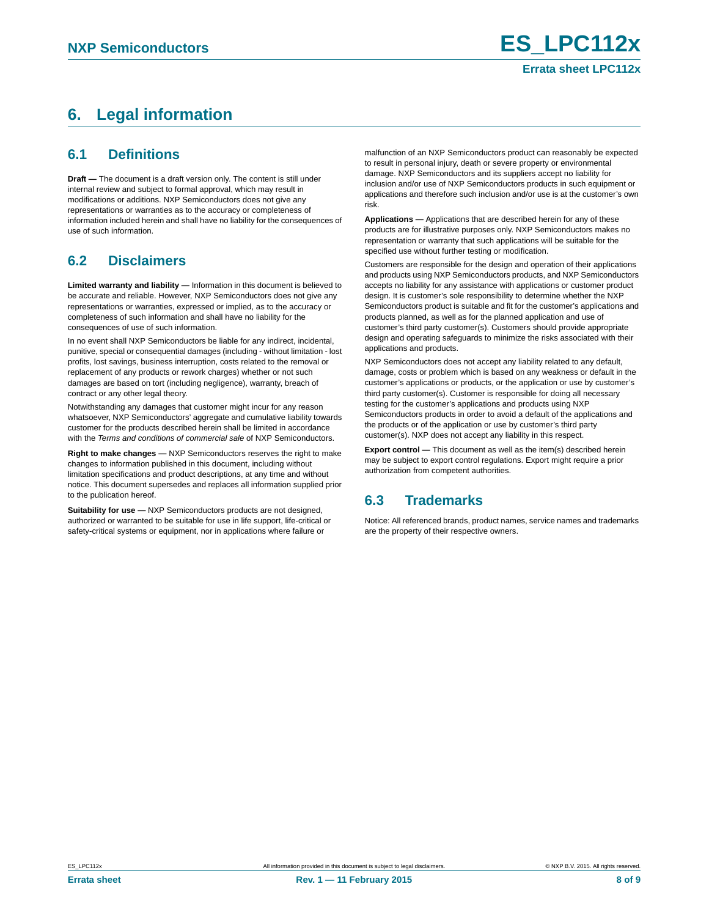# 6. Legal information

## 6.1 Definitions

**Draft —** The document is a draft version only. The content is still under internal review and subject to formal approval, which may result in modifications or additions. NXP Semiconductors does not give any representations or warranties as to the accuracy or completeness of information included herein and shall have no liability for the consequences of use of such information.

## 6.2 Disclaimers

**Limited warranty and liability —** Information in this document is believed to be accurate and reliable. However, NXP Semiconductors does not give any representations or warranties, expressed or implied, as to the accuracy or completeness of such information and shall have no liability for the consequences of use of such information.

In no event shall NXP Semiconductors be liable for any indirect, incidental, punitive, special or consequential damages (including - without limitation - lost profits, lost savings, business interruption, costs related to the removal or replacement of any products or rework charges) whether or not such damages are based on tort (including negligence), warranty, breach of contract or any other legal theory.

Notwithstanding any damages that customer might incur for any reason whatsoever, NXP Semiconductors' aggregate and cumulative liability towards customer for the products described herein shall be limited in accordance with the *Terms and conditions of commercial sale* of NXP Semiconductors.

**Right to make changes —** NXP Semiconductors reserves the right to make changes to information published in this document, including without limitation specifications and product descriptions, at any time and without notice. This document supersedes and replaces all information supplied prior to the publication hereof.

**Suitability for use —** NXP Semiconductors products are not designed, authorized or warranted to be suitable for use in life support, life-critical or safety-critical systems or equipment, nor in applications where failure or malfunction of an NXP Semiconductors product can reasonably be expected to result in personal injury, death or severe property or environmental damage. NXP Semiconductors and its suppliers accept no liability for inclusion and/or use of NXP Semiconductors products in such equipment or applications and therefore such inclusion and/or use is at the customer's own risk.

**Applications —** Applications that are described herein for any of these products are for illustrative purposes only. NXP Semiconductors makes no representation or warranty that such applications will be suitable for the specified use without further testing or modification.

Customers are responsible for the design and operation of their applications and products using NXP Semiconductors products, and NXP Semiconductors accepts no liability for any assistance with applications or customer product design. It is customer's sole responsibility to determine whether the NXP Semiconductors product is suitable and fit for the customer's applications and products planned, as well as for the planned application and use of customer's third party customer(s). Customers should provide appropriate design and operating safeguards to minimize the risks associated with their applications and products.

NXP Semiconductors does not accept any liability related to any default, damage, costs or problem which is based on any weakness or default in the customer's applications or products, or the application or use by customer's third party customer(s). Customer is responsible for doing all necessary testing for the customer's applications and products using NXP Semiconductors products in order to avoid a default of the applications and the products or of the application or use by customer's third party customer(s). NXP does not accept any liability in this respect.

**Export control —** This document as well as the item(s) described herein may be subject to export control regulations. Export might require a prior authorization from competent authorities.

## 6.3 Trademarks

Notice: All referenced brands, product names, service names and trademarks are the property of their respective owners.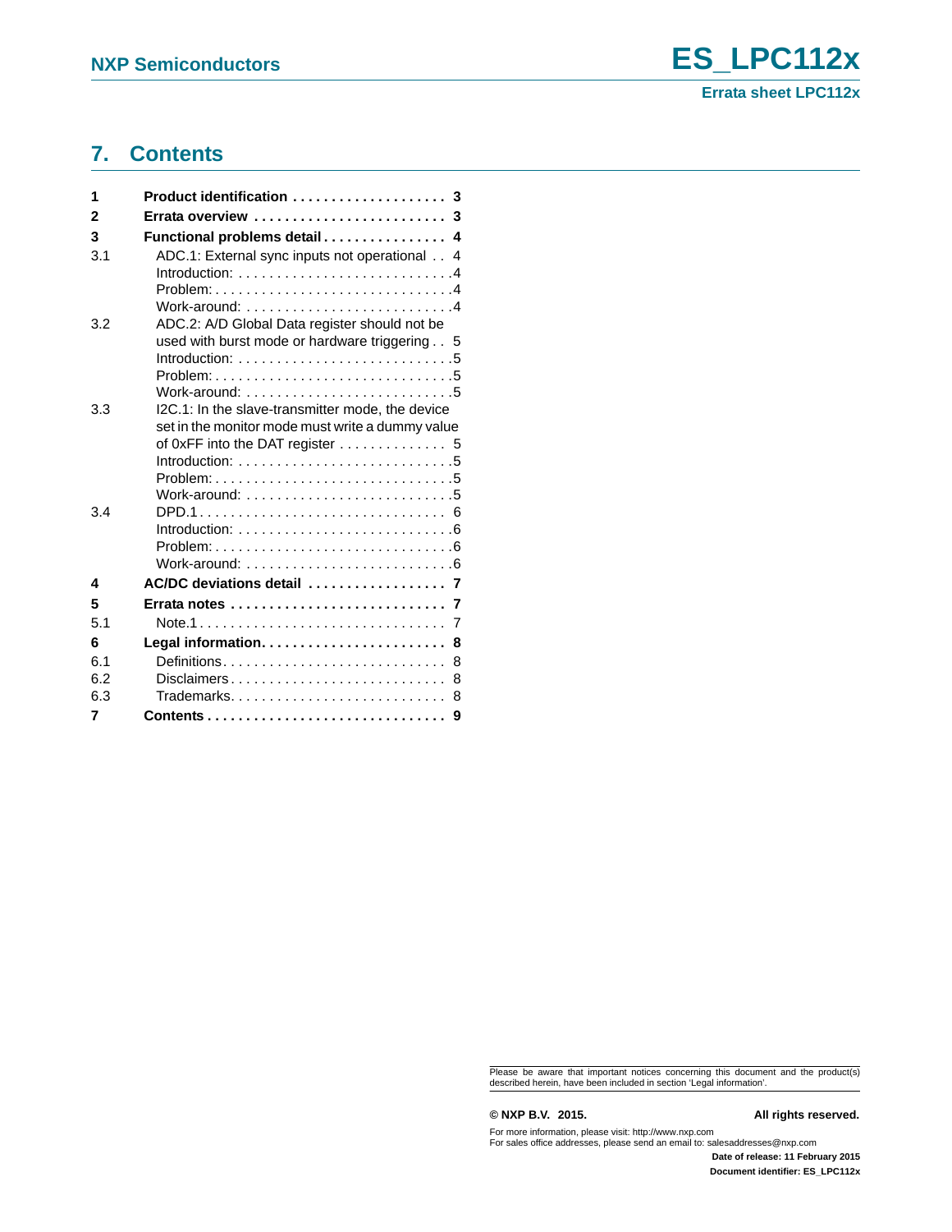## 7. Contents

| | | |
|---|---|---|
| **1** | **Product identification** | **3** |
| **2** | **Errata overview** | **3** |
| **3** | **Functional problems detail** | **4** |
| 3.1 | ADC.1: External sync inputs not operational | 4 |
| | Introduction: | 4 |
| | Problem: | 4 |
| | Work-around: | 4 |
| 3.2 | ADC.2: A/D Global Data register should not be used with burst mode or hardware triggering | 5 |
| | Introduction: | 5 |
| | Problem: | 5 |
| | Work-around: | 5 |
| 3.3 | I2C.1: In the slave-transmitter mode, the device set in the monitor mode must write a dummy value of 0xFF into the DAT register | 5 |
| | Introduction: | 5 |
| | Problem: | 5 |
| | Work-around: | 5 |
| 3.4 | DPD.1 | 6 |
| | Introduction: | 6 |
| | Problem: | 6 |
| | Work-around: | 6 |
| **4** | **AC/DC deviations detail** | **7** |
| **5** | **Errata notes** | **7** |
| 5.1 | Note.1 | 7 |
| **6** | **Legal information** | **8** |
| 6.1 | Definitions | 8 |
| 6.2 | Disclaimers | 8 |
| 6.3 | Trademarks | 8 |
| **7** | **Contents** | **9** |

Please be aware that important notices concerning this document and the product(s) described herein, have been included in section 'Legal information'.

**© NXP B.V. 2015. All rights reserved.**

For more information, please visit: http://www.nxp.com
For sales office addresses, please send an email to: salesaddresses@nxp.com

**Date of release: 11 February 2015**
**Document identifier: ES_LPC112x**